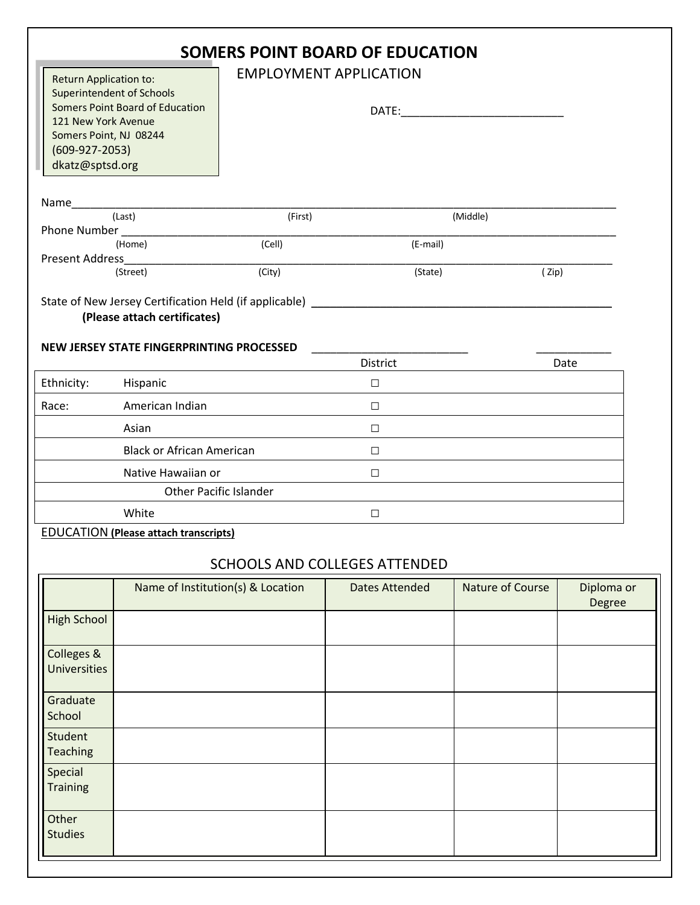# SOMERS POINT BOARD OF EDUCATION

## EMPLOYMENT APPLICATION

Return Application to:
Superintendent of Schools
Somers Point Board of Education
121 New York Avenue
Somers Point, NJ 08244
(609-927-2053)
dkatz@sptsd.org

DATE:\_\_\_\_\_\_\_\_\_\_\_\_\_\_\_\_\_\_\_\_\_\_\_\_\_\_

Name\_\_\_\_\_\_\_\_\_\_\_\_\_\_\_\_\_\_\_\_\_\_\_\_\_\_\_\_\_\_\_\_\_\_\_\_\_\_\_\_\_\_\_\_\_\_\_\_\_\_\_\_\_\_\_\_\_\_\_\_\_\_\_\_\_\_\_\_\_\_\_\_\_\_\_\_\_\_
(Last) (First) (Middle)

Phone Number \_\_\_\_\_\_\_\_\_\_\_\_\_\_\_\_\_\_\_\_\_\_\_\_\_\_\_\_\_\_\_\_\_\_\_\_\_\_\_\_\_\_\_\_\_\_\_\_\_\_\_\_\_\_\_\_\_\_\_\_\_\_\_\_\_\_\_\_\_\_\_\_
(Home) (Cell) (E-mail)

Present Address\_\_\_\_\_\_\_\_\_\_\_\_\_\_\_\_\_\_\_\_\_\_\_\_\_\_\_\_\_\_\_\_\_\_\_\_\_\_\_\_\_\_\_\_\_\_\_\_\_\_\_\_\_\_\_\_\_\_\_\_\_\_\_\_\_\_\_\_\_\_
(Street) (City) (State) ( Zip)

State of New Jersey Certification Held (if applicable) \_\_\_\_\_\_\_\_\_\_\_\_\_\_\_\_\_\_\_\_\_\_\_\_\_\_\_\_\_\_\_\_\_\_\_\_\_\_\_\_\_\_\_\_\_\_
**(Please attach certificates)**

**NEW JERSEY STATE FINGERPRINTING PROCESSED** \_\_\_\_\_\_\_\_\_\_\_\_\_\_\_\_\_\_\_\_\_\_\_\_\_\_ \_\_\_\_\_\_\_\_\_\_\_\_
District Date

| | | |
|---|---|---|
| Ethnicity: | Hispanic | ☐ |
| Race: | American Indian | ☐ |
| | Asian | ☐ |
| | Black or African American | ☐ |
| | Native Hawaiian or Other Pacific Islander | ☐ |
| | White | ☐ |

EDUCATION **(Please attach transcripts)**

### SCHOOLS AND COLLEGES ATTENDED

| | Name of Institution(s) & Location | Dates Attended | Nature of Course | Diploma or Degree |
|---|---|---|---|---|
| High School | | | | |
| Colleges & Universities | | | | |
| Graduate School | | | | |
| Student Teaching | | | | |
| Special Training | | | | |
| Other Studies | | | | |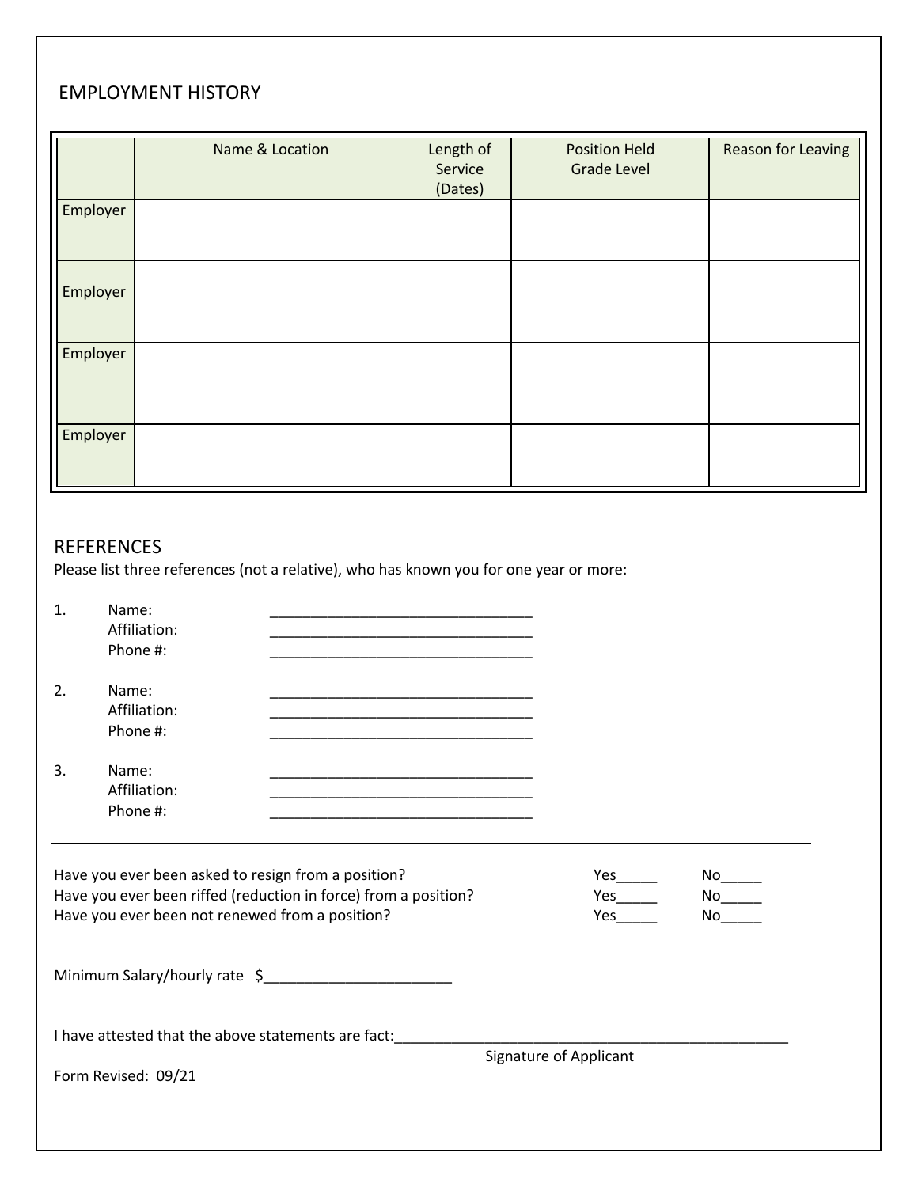## EMPLOYMENT HISTORY

| | Name & Location | Length of Service (Dates) | Position Held Grade Level | Reason for Leaving |
|---|---|---|---|---|
| Employer | | | | |
| Employer | | | | |
| Employer | | | | |
| Employer | | | | |

## REFERENCES

Please list three references (not a relative), who has known you for one year or more:

1. Name: ________________________________
   Affiliation: ________________________________
   Phone #: ________________________________

2. Name: ________________________________
   Affiliation: ________________________________
   Phone #: ________________________________

3. Name: ________________________________
   Affiliation: ________________________________
   Phone #: ________________________________

---

Have you ever been asked to resign from a position? Yes_____ No_____
Have you ever been riffed (reduction in force) from a position? Yes_____ No_____
Have you ever been not renewed from a position? Yes_____ No_____

Minimum Salary/hourly rate $_______________________

I have attested that the above statements are fact:_____________________________________________________
Signature of Applicant

Form Revised: 09/21